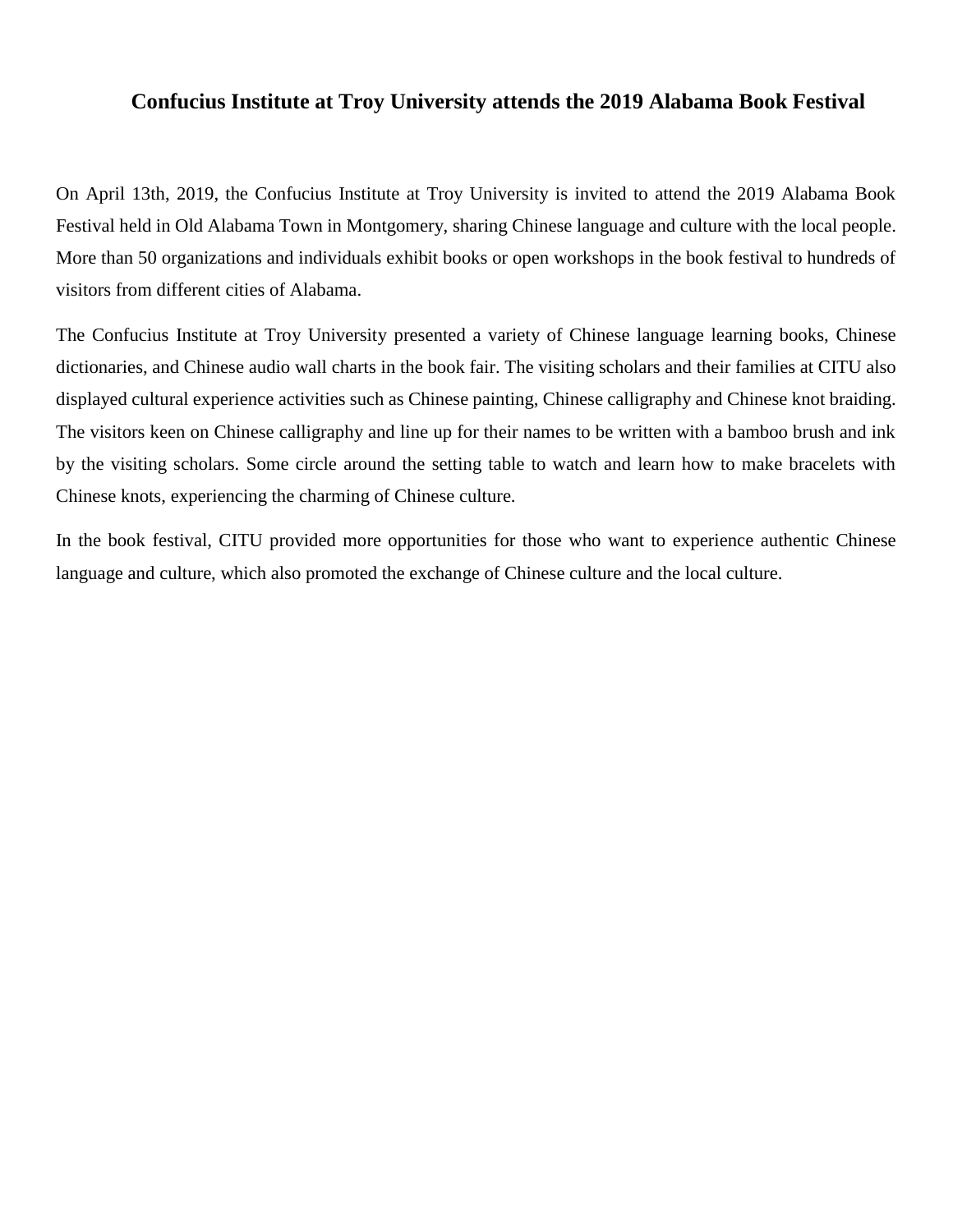# Confucius Institute at Troy University attends the 2019 Alabama Book Festival

On April 13th, 2019, the Confucius Institute at Troy University is invited to attend the 2019 Alabama Book Festival held in Old Alabama Town in Montgomery, sharing Chinese language and culture with the local people. More than 50 organizations and individuals exhibit books or open workshops in the book festival to hundreds of visitors from different cities of Alabama.

The Confucius Institute at Troy University presented a variety of Chinese language learning books, Chinese dictionaries, and Chinese audio wall charts in the book fair. The visiting scholars and their families at CITU also displayed cultural experience activities such as Chinese painting, Chinese calligraphy and Chinese knot braiding. The visitors keen on Chinese calligraphy and line up for their names to be written with a bamboo brush and ink by the visiting scholars. Some circle around the setting table to watch and learn how to make bracelets with Chinese knots, experiencing the charming of Chinese culture.

In the book festival, CITU provided more opportunities for those who want to experience authentic Chinese language and culture, which also promoted the exchange of Chinese culture and the local culture.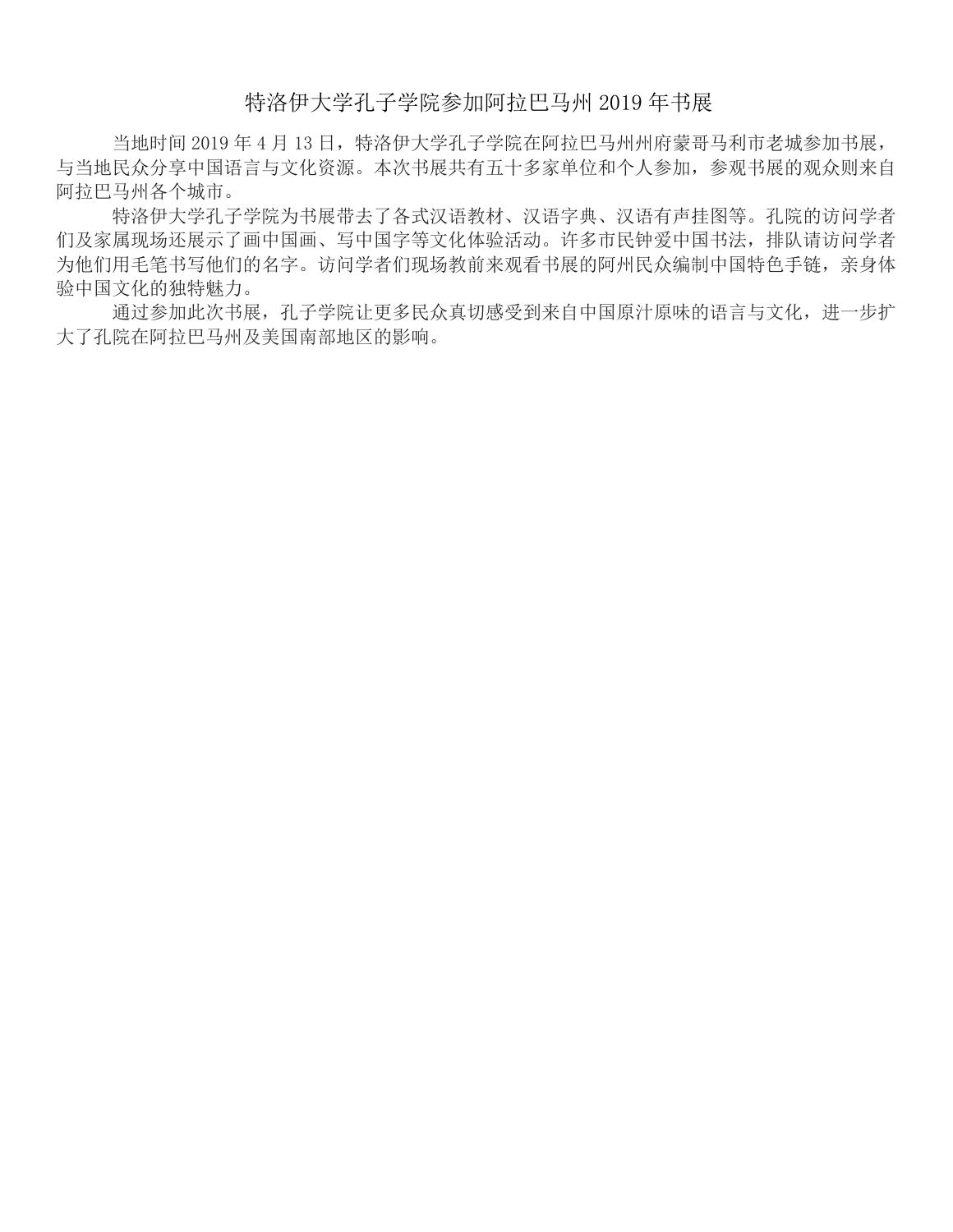# 特洛伊大学孔子学院参加阿拉巴马州 2019 年书展

当地时间 2019 年 4 月 13 日，特洛伊大学孔子学院在阿拉巴马州州府蒙哥马利市老城参加书展，与当地民众分享中国语言与文化资源。本次书展共有五十多家单位和个人参加，参观书展的观众则来自阿拉巴马州各个城市。

特洛伊大学孔子学院为书展带去了各式汉语教材、汉语字典、汉语有声挂图等。孔院的访问学者们及家属现场还展示了画中国画、写中国字等文化体验活动。许多市民钟爱中国书法，排队请访问学者为他们用毛笔书写他们的名字。访问学者们现场教前来观看书展的阿州民众编制中国特色手链，亲身体验中国文化的独特魅力。

通过参加此次书展，孔子学院让更多民众真切感受到来自中国原汁原味的语言与文化，进一步扩大了孔院在阿拉巴马州及美国南部地区的影响。